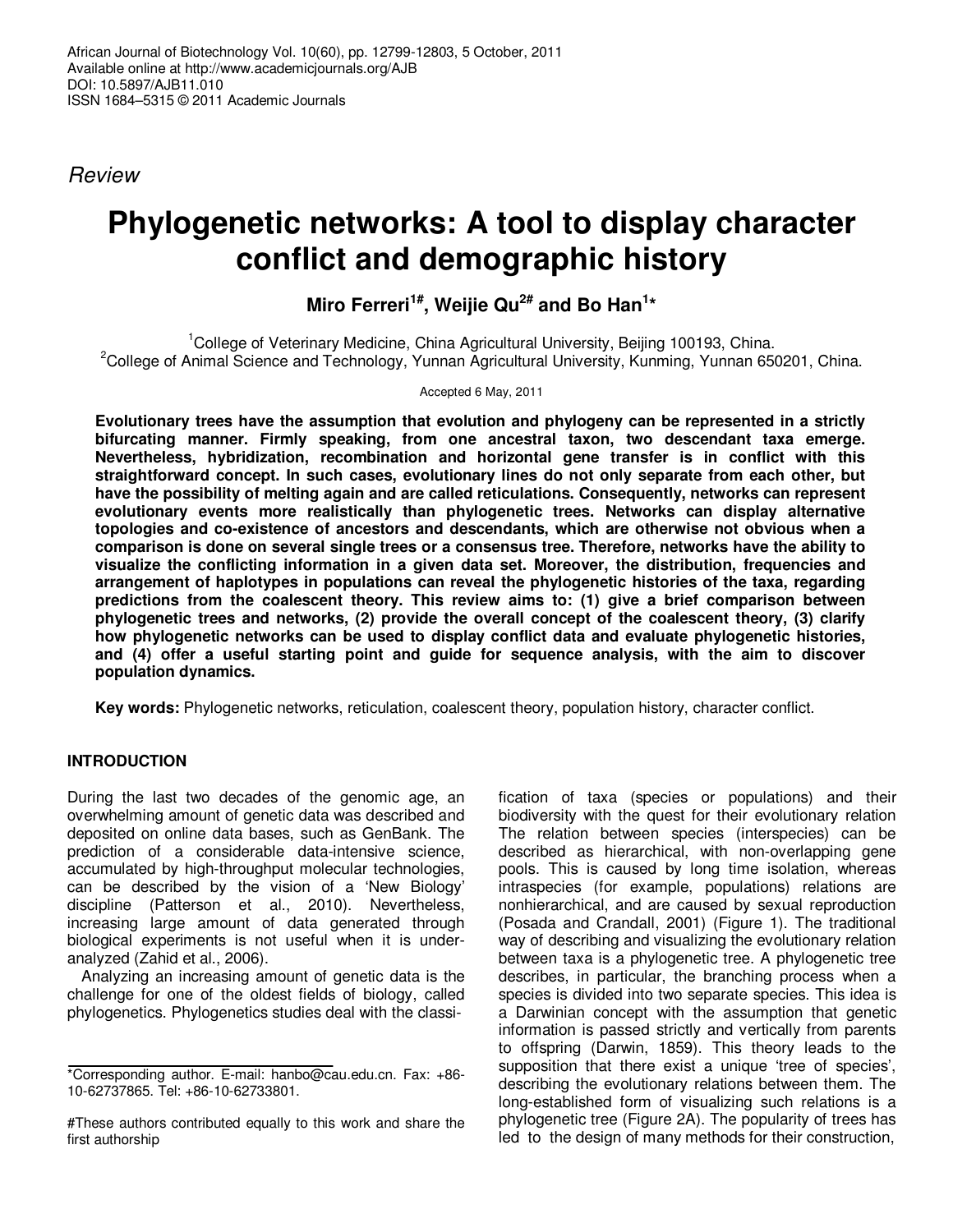*Review*

# Phylogenetic networks: A tool to display character conflict and demographic history

**Miro Ferreri[1#], Weijie Qu[2#] and Bo Han[1]***

[1]College of Veterinary Medicine, China Agricultural University, Beijing 100193, China.
[2]College of Animal Science and Technology, Yunnan Agricultural University, Kunming, Yunnan 650201, China.

Accepted 6 May, 2011

**Evolutionary trees have the assumption that evolution and phylogeny can be represented in a strictly bifurcating manner. Firmly speaking, from one ancestral taxon, two descendant taxa emerge. Nevertheless, hybridization, recombination and horizontal gene transfer is in conflict with this straightforward concept. In such cases, evolutionary lines do not only separate from each other, but have the possibility of melting again and are called reticulations. Consequently, networks can represent evolutionary events more realistically than phylogenetic trees. Networks can display alternative topologies and co-existence of ancestors and descendants, which are otherwise not obvious when a comparison is done on several single trees or a consensus tree. Therefore, networks have the ability to visualize the conflicting information in a given data set. Moreover, the distribution, frequencies and arrangement of haplotypes in populations can reveal the phylogenetic histories of the taxa, regarding predictions from the coalescent theory. This review aims to: (1) give a brief comparison between phylogenetic trees and networks, (2) provide the overall concept of the coalescent theory, (3) clarify how phylogenetic networks can be used to display conflict data and evaluate phylogenetic histories, and (4) offer a useful starting point and guide for sequence analysis, with the aim to discover population dynamics.**

**Key words:** Phylogenetic networks, reticulation, coalescent theory, population history, character conflict.

## INTRODUCTION

During the last two decades of the genomic age, an overwhelming amount of genetic data was described and deposited on online data bases, such as GenBank. The prediction of a considerable data-intensive science, accumulated by high-throughput molecular technologies, can be described by the vision of a 'New Biology' discipline (Patterson et al., 2010). Nevertheless, increasing large amount of data generated through biological experiments is not useful when it is under-analyzed (Zahid et al., 2006).

Analyzing an increasing amount of genetic data is the challenge for one of the oldest fields of biology, called phylogenetics. Phylogenetics studies deal with the classification of taxa (species or populations) and their biodiversity with the quest for their evolutionary relation The relation between species (interspecies) can be described as hierarchical, with non-overlapping gene pools. This is caused by long time isolation, whereas intraspecies (for example, populations) relations are nonhierarchical, and are caused by sexual reproduction (Posada and Crandall, 2001) (Figure 1). The traditional way of describing and visualizing the evolutionary relation between taxa is a phylogenetic tree. A phylogenetic tree describes, in particular, the branching process when a species is divided into two separate species. This idea is a Darwinian concept with the assumption that genetic information is passed strictly and vertically from parents to offspring (Darwin, 1859). This theory leads to the supposition that there exist a unique 'tree of species', describing the evolutionary relations between them. The long-established form of visualizing such relations is a phylogenetic tree (Figure 2A). The popularity of trees has led to the design of many methods for their construction,

\*Corresponding author. E-mail: hanbo@cau.edu.cn. Fax: +86-10-62737865. Tel: +86-10-62733801.

#These authors contributed equally to this work and share the first authorship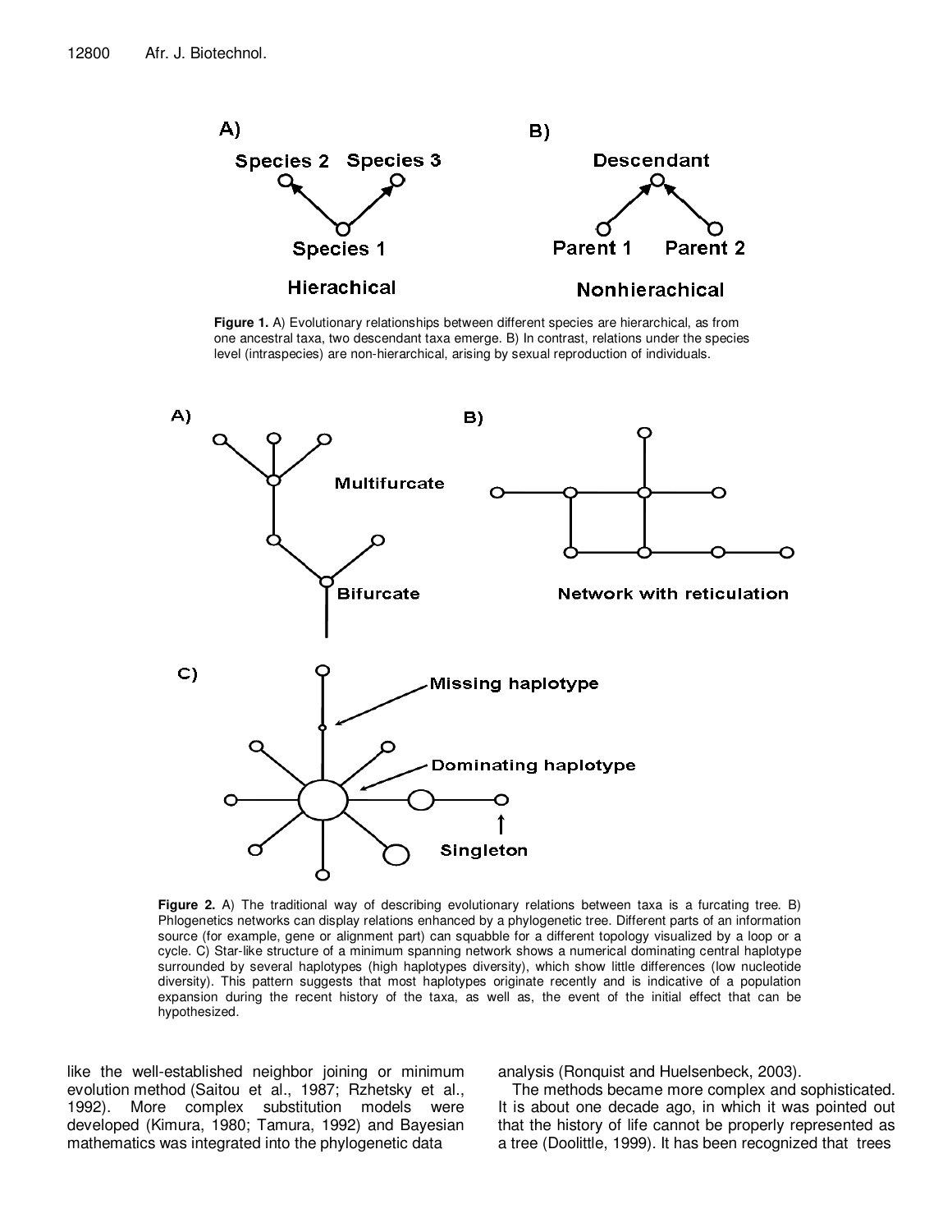**Figure 1.** A) Evolutionary relationships between different species are hierarchical, as from one ancestral taxa, two descendant taxa emerge. B) In contrast, relations under the species level (intraspecies) are non-hierarchical, arising by sexual reproduction of individuals.

**Figure 2.** A) The traditional way of describing evolutionary relations between taxa is a furcating tree. B) Phlogenetics networks can display relations enhanced by a phylogenetic tree. Different parts of an information source (for example, gene or alignment part) can squabble for a different topology visualized by a loop or a cycle. C) Star-like structure of a minimum spanning network shows a numerical dominating central haplotype surrounded by several haplotypes (high haplotypes diversity), which show little differences (low nucleotide diversity). This pattern suggests that most haplotypes originate recently and is indicative of a population expansion during the recent history of the taxa, as well as, the event of the initial effect that can be hypothesized.

like the well-established neighbor joining or minimum evolution method (Saitou et al., 1987; Rzhetsky et al., 1992). More complex substitution models were developed (Kimura, 1980; Tamura, 1992) and Bayesian mathematics was integrated into the phylogenetic data analysis (Ronquist and Huelsenbeck, 2003).

The methods became more complex and sophisticated. It is about one decade ago, in which it was pointed out that the history of life cannot be properly represented as a tree (Doolittle, 1999). It has been recognized that trees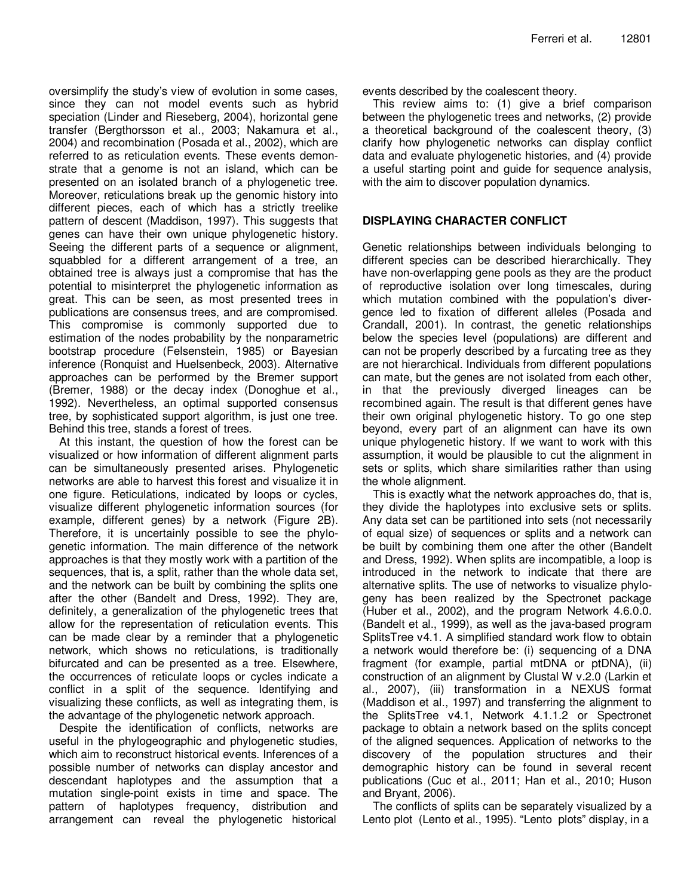oversimplify the study's view of evolution in some cases, since they can not model events such as hybrid speciation (Linder and Rieseberg, 2004), horizontal gene transfer (Bergthorsson et al., 2003; Nakamura et al., 2004) and recombination (Posada et al., 2002), which are referred to as reticulation events. These events demonstrate that a genome is not an island, which can be presented on an isolated branch of a phylogenetic tree. Moreover, reticulations break up the genomic history into different pieces, each of which has a strictly treelike pattern of descent (Maddison, 1997). This suggests that genes can have their own unique phylogenetic history. Seeing the different parts of a sequence or alignment, squabbled for a different arrangement of a tree, an obtained tree is always just a compromise that has the potential to misinterpret the phylogenetic information as great. This can be seen, as most presented trees in publications are consensus trees, and are compromised. This compromise is commonly supported due to estimation of the nodes probability by the nonparametric bootstrap procedure (Felsenstein, 1985) or Bayesian inference (Ronquist and Huelsenbeck, 2003). Alternative approaches can be performed by the Bremer support (Bremer, 1988) or the decay index (Donoghue et al., 1992). Nevertheless, an optimal supported consensus tree, by sophisticated support algorithm, is just one tree. Behind this tree, stands a forest of trees.

At this instant, the question of how the forest can be visualized or how information of different alignment parts can be simultaneously presented arises. Phylogenetic networks are able to harvest this forest and visualize it in one figure. Reticulations, indicated by loops or cycles, visualize different phylogenetic information sources (for example, different genes) by a network (Figure 2B). Therefore, it is uncertainly possible to see the phylogenetic information. The main difference of the network approaches is that they mostly work with a partition of the sequences, that is, a split, rather than the whole data set, and the network can be built by combining the splits one after the other (Bandelt and Dress, 1992). They are, definitely, a generalization of the phylogenetic trees that allow for the representation of reticulation events. This can be made clear by a reminder that a phylogenetic network, which shows no reticulations, is traditionally bifurcated and can be presented as a tree. Elsewhere, the occurrences of reticulate loops or cycles indicate a conflict in a split of the sequence. Identifying and visualizing these conflicts, as well as integrating them, is the advantage of the phylogenetic network approach.

Despite the identification of conflicts, networks are useful in the phylogeographic and phylogenetic studies, which aim to reconstruct historical events. Inferences of a possible number of networks can display ancestor and descendant haplotypes and the assumption that a mutation single-point exists in time and space. The pattern of haplotypes frequency, distribution and arrangement can reveal the phylogenetic historical events described by the coalescent theory.

This review aims to: (1) give a brief comparison between the phylogenetic trees and networks, (2) provide a theoretical background of the coalescent theory, (3) clarify how phylogenetic networks can display conflict data and evaluate phylogenetic histories, and (4) provide a useful starting point and guide for sequence analysis, with the aim to discover population dynamics.

## DISPLAYING CHARACTER CONFLICT

Genetic relationships between individuals belonging to different species can be described hierarchically. They have non-overlapping gene pools as they are the product of reproductive isolation over long timescales, during which mutation combined with the population's divergence led to fixation of different alleles (Posada and Crandall, 2001). In contrast, the genetic relationships below the species level (populations) are different and can not be properly described by a furcating tree as they are not hierarchical. Individuals from different populations can mate, but the genes are not isolated from each other, in that the previously diverged lineages can be recombined again. The result is that different genes have their own original phylogenetic history. To go one step beyond, every part of an alignment can have its own unique phylogenetic history. If we want to work with this assumption, it would be plausible to cut the alignment in sets or splits, which share similarities rather than using the whole alignment.

This is exactly what the network approaches do, that is, they divide the haplotypes into exclusive sets or splits. Any data set can be partitioned into sets (not necessarily of equal size) of sequences or splits and a network can be built by combining them one after the other (Bandelt and Dress, 1992). When splits are incompatible, a loop is introduced in the network to indicate that there are alternative splits. The use of networks to visualize phylogeny has been realized by the Spectronet package (Huber et al., 2002), and the program Network 4.6.0.0. (Bandelt et al., 1999), as well as the java-based program SplitsTree v4.1. A simplified standard work flow to obtain a network would therefore be: (i) sequencing of a DNA fragment (for example, partial mtDNA or ptDNA), (ii) construction of an alignment by Clustal W v.2.0 (Larkin et al., 2007), (iii) transformation in a NEXUS format (Maddison et al., 1997) and transferring the alignment to the SplitsTree v4.1, Network 4.1.1.2 or Spectronet package to obtain a network based on the splits concept of the aligned sequences. Application of networks to the discovery of the population structures and their demographic history can be found in several recent publications (Cuc et al., 2011; Han et al., 2010; Huson and Bryant, 2006).

The conflicts of splits can be separately visualized by a Lento plot (Lento et al., 1995). "Lento plots" display, in a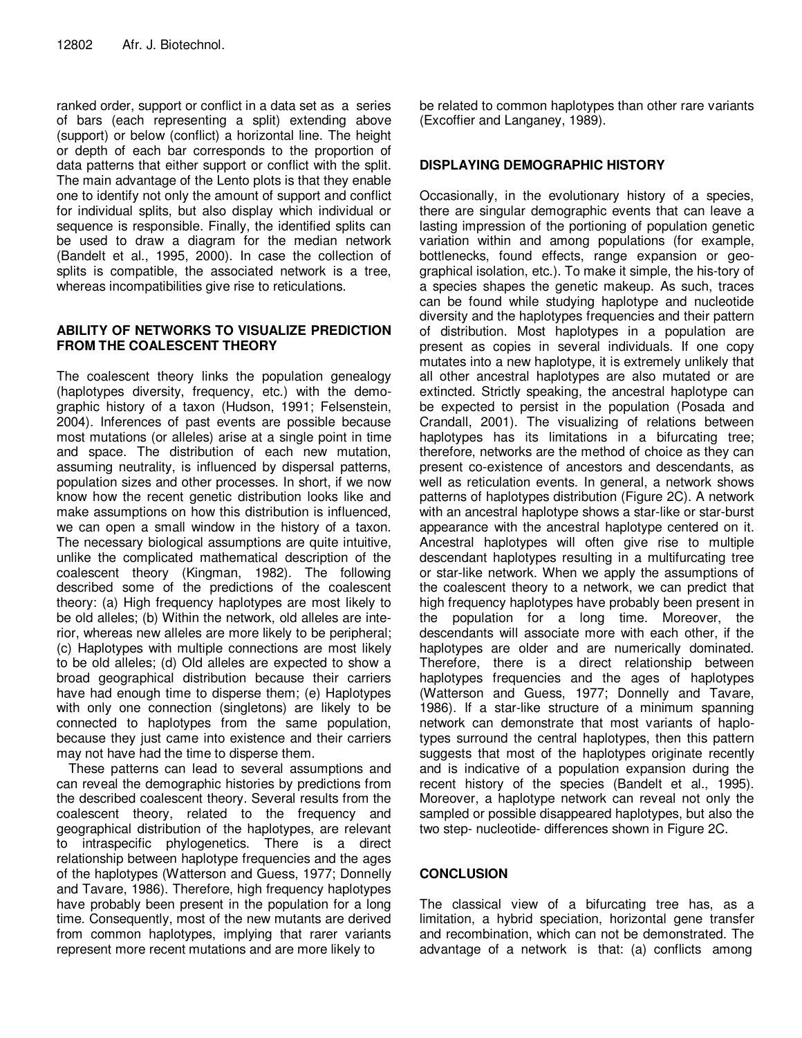ranked order, support or conflict in a data set as a series of bars (each representing a split) extending above (support) or below (conflict) a horizontal line. The height or depth of each bar corresponds to the proportion of data patterns that either support or conflict with the split. The main advantage of the Lento plots is that they enable one to identify not only the amount of support and conflict for individual splits, but also display which individual or sequence is responsible. Finally, the identified splits can be used to draw a diagram for the median network (Bandelt et al., 1995, 2000). In case the collection of splits is compatible, the associated network is a tree, whereas incompatibilities give rise to reticulations.

## ABILITY OF NETWORKS TO VISUALIZE PREDICTION FROM THE COALESCENT THEORY

The coalescent theory links the population genealogy (haplotypes diversity, frequency, etc.) with the demographic history of a taxon (Hudson, 1991; Felsenstein, 2004). Inferences of past events are possible because most mutations (or alleles) arise at a single point in time and space. The distribution of each new mutation, assuming neutrality, is influenced by dispersal patterns, population sizes and other processes. In short, if we now know how the recent genetic distribution looks like and make assumptions on how this distribution is influenced, we can open a small window in the history of a taxon. The necessary biological assumptions are quite intuitive, unlike the complicated mathematical description of the coalescent theory (Kingman, 1982). The following described some of the predictions of the coalescent theory: (a) High frequency haplotypes are most likely to be old alleles; (b) Within the network, old alleles are interior, whereas new alleles are more likely to be peripheral; (c) Haplotypes with multiple connections are most likely to be old alleles; (d) Old alleles are expected to show a broad geographical distribution because their carriers have had enough time to disperse them; (e) Haplotypes with only one connection (singletons) are likely to be connected to haplotypes from the same population, because they just came into existence and their carriers may not have had the time to disperse them.

These patterns can lead to several assumptions and can reveal the demographic histories by predictions from the described coalescent theory. Several results from the coalescent theory, related to the frequency and geographical distribution of the haplotypes, are relevant to intraspecific phylogenetics. There is a direct relationship between haplotype frequencies and the ages of the haplotypes (Watterson and Guess, 1977; Donnelly and Tavare, 1986). Therefore, high frequency haplotypes have probably been present in the population for a long time. Consequently, most of the new mutants are derived from common haplotypes, implying that rarer variants represent more recent mutations and are more likely to be related to common haplotypes than other rare variants (Excoffier and Langaney, 1989).

## DISPLAYING DEMOGRAPHIC HISTORY

Occasionally, in the evolutionary history of a species, there are singular demographic events that can leave a lasting impression of the portioning of population genetic variation within and among populations (for example, bottlenecks, found effects, range expansion or geographical isolation, etc.). To make it simple, the his-tory of a species shapes the genetic makeup. As such, traces can be found while studying haplotype and nucleotide diversity and the haplotypes frequencies and their pattern of distribution. Most haplotypes in a population are present as copies in several individuals. If one copy mutates into a new haplotype, it is extremely unlikely that all other ancestral haplotypes are also mutated or are extincted. Strictly speaking, the ancestral haplotype can be expected to persist in the population (Posada and Crandall, 2001). The visualizing of relations between haplotypes has its limitations in a bifurcating tree; therefore, networks are the method of choice as they can present co-existence of ancestors and descendants, as well as reticulation events. In general, a network shows patterns of haplotypes distribution (Figure 2C). A network with an ancestral haplotype shows a star-like or star-burst appearance with the ancestral haplotype centered on it. Ancestral haplotypes will often give rise to multiple descendant haplotypes resulting in a multifurcating tree or star-like network. When we apply the assumptions of the coalescent theory to a network, we can predict that high frequency haplotypes have probably been present in the population for a long time. Moreover, the descendants will associate more with each other, if the haplotypes are older and are numerically dominated. Therefore, there is a direct relationship between haplotypes frequencies and the ages of haplotypes (Watterson and Guess, 1977; Donnelly and Tavare, 1986). If a star-like structure of a minimum spanning network can demonstrate that most variants of haplotypes surround the central haplotypes, then this pattern suggests that most of the haplotypes originate recently and is indicative of a population expansion during the recent history of the species (Bandelt et al., 1995). Moreover, a haplotype network can reveal not only the sampled or possible disappeared haplotypes, but also the two step- nucleotide- differences shown in Figure 2C.

## CONCLUSION

The classical view of a bifurcating tree has, as a limitation, a hybrid speciation, horizontal gene transfer and recombination, which can not be demonstrated. The advantage of a network is that: (a) conflicts among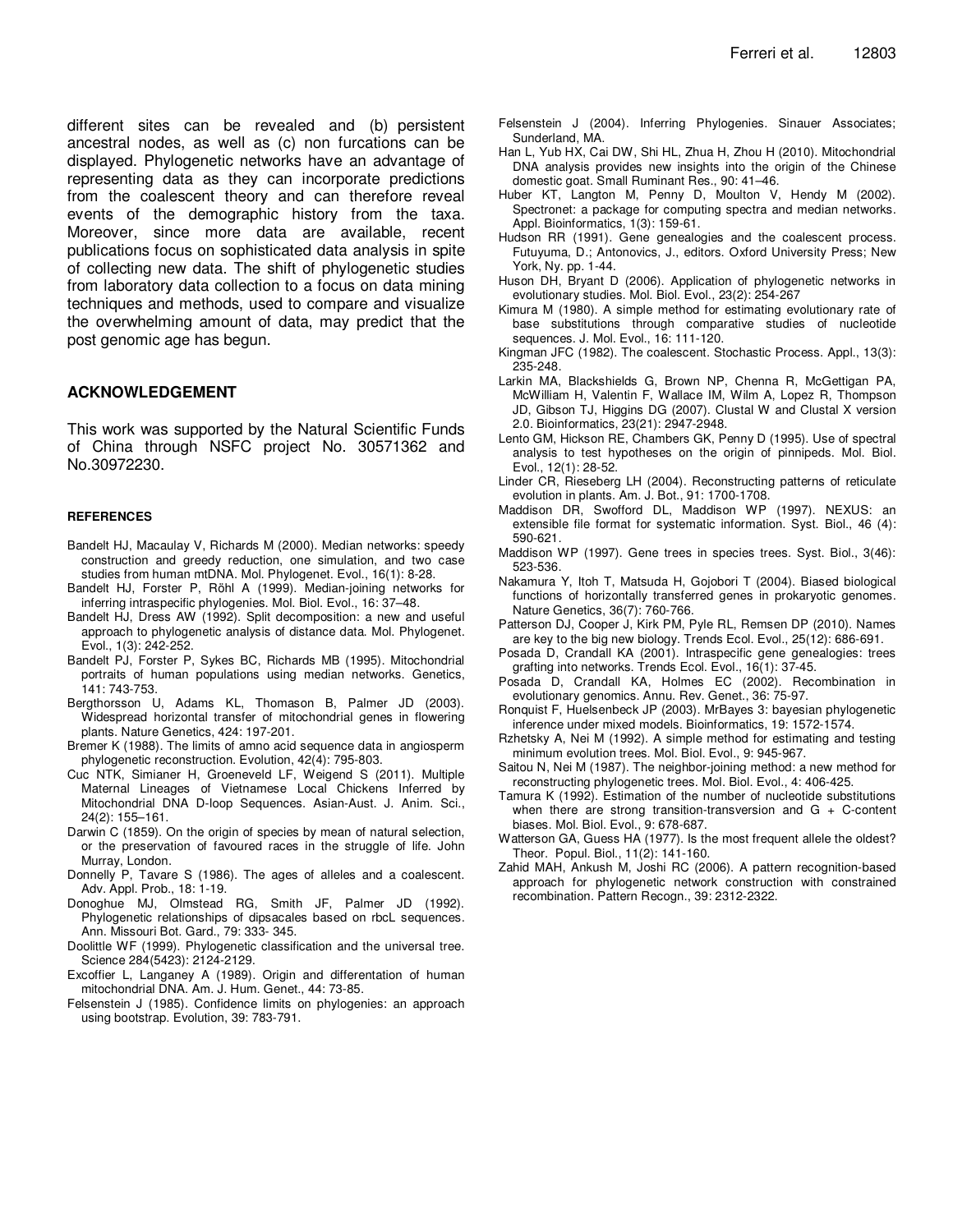different sites can be revealed and (b) persistent ancestral nodes, as well as (c) non furcations can be displayed. Phylogenetic networks have an advantage of representing data as they can incorporate predictions from the coalescent theory and can therefore reveal events of the demographic history from the taxa. Moreover, since more data are available, recent publications focus on sophisticated data analysis in spite of collecting new data. The shift of phylogenetic studies from laboratory data collection to a focus on data mining techniques and methods, used to compare and visualize the overwhelming amount of data, may predict that the post genomic age has begun.

## ACKNOWLEDGEMENT

This work was supported by the Natural Scientific Funds of China through NSFC project No. 30571362 and No.30972230.

## REFERENCES

Bandelt HJ, Macaulay V, Richards M (2000). Median networks: speedy construction and greedy reduction, one simulation, and two case studies from human mtDNA. Mol. Phylogenet. Evol., 16(1): 8-28.

Bandelt HJ, Forster P, Röhl A (1999). Median-joining networks for inferring intraspecific phylogenies. Mol. Biol. Evol., 16: 37–48.

Bandelt HJ, Dress AW (1992). Split decomposition: a new and useful approach to phylogenetic analysis of distance data. Mol. Phylogenet. Evol., 1(3): 242-252.

Bandelt PJ, Forster P, Sykes BC, Richards MB (1995). Mitochondrial portraits of human populations using median networks. Genetics, 141: 743-753.

Bergthorsson U, Adams KL, Thomason B, Palmer JD (2003). Widespread horizontal transfer of mitochondrial genes in flowering plants. Nature Genetics, 424: 197-201.

Bremer K (1988). The limits of amno acid sequence data in angiosperm phylogenetic reconstruction. Evolution, 42(4): 795-803.

Cuc NTK, Simianer H, Groeneveld LF, Weigend S (2011). Multiple Maternal Lineages of Vietnamese Local Chickens Inferred by Mitochondrial DNA D-loop Sequences. Asian-Aust. J. Anim. Sci., 24(2): 155–161.

Darwin C (1859). On the origin of species by mean of natural selection, or the preservation of favoured races in the struggle of life. John Murray, London.

Donnelly P, Tavare S (1986). The ages of alleles and a coalescent. Adv. Appl. Prob., 18: 1-19.

Donoghue MJ, Olmstead RG, Smith JF, Palmer JD (1992). Phylogenetic relationships of dipsacales based on rbcL sequences. Ann. Missouri Bot. Gard., 79: 333- 345.

Doolittle WF (1999). Phylogenetic classification and the universal tree. Science 284(5423): 2124-2129.

Excoffier L, Langaney A (1989). Origin and differentation of human mitochondrial DNA. Am. J. Hum. Genet., 44: 73-85.

Felsenstein J (1985). Confidence limits on phylogenies: an approach using bootstrap. Evolution, 39: 783-791.

Felsenstein J (2004). Inferring Phylogenies. Sinauer Associates; Sunderland, MA.

Han L, Yub HX, Cai DW, Shi HL, Zhua H, Zhou H (2010). Mitochondrial DNA analysis provides new insights into the origin of the Chinese domestic goat. Small Ruminant Res., 90: 41–46.

Huber KT, Langton M, Penny D, Moulton V, Hendy M (2002). Spectronet: a package for computing spectra and median networks. Appl. Bioinformatics, 1(3): 159-61.

Hudson RR (1991). Gene genealogies and the coalescent process. Futuyuma, D.; Antonovics, J., editors. Oxford University Press; New York, Ny. pp. 1-44.

Huson DH, Bryant D (2006). Application of phylogenetic networks in evolutionary studies. Mol. Biol. Evol., 23(2): 254-267

Kimura M (1980). A simple method for estimating evolutionary rate of base substitutions through comparative studies of nucleotide sequences. J. Mol. Evol., 16: 111-120.

Kingman JFC (1982). The coalescent. Stochastic Process. Appl., 13(3): 235-248.

Larkin MA, Blackshields G, Brown NP, Chenna R, McGettigan PA, McWilliam H, Valentin F, Wallace IM, Wilm A, Lopez R, Thompson JD, Gibson TJ, Higgins DG (2007). Clustal W and Clustal X version 2.0. Bioinformatics, 23(21): 2947-2948.

Lento GM, Hickson RE, Chambers GK, Penny D (1995). Use of spectral analysis to test hypotheses on the origin of pinnipeds. Mol. Biol. Evol., 12(1): 28-52.

Linder CR, Rieseberg LH (2004). Reconstructing patterns of reticulate evolution in plants. Am. J. Bot., 91: 1700-1708.

Maddison DR, Swofford DL, Maddison WP (1997). NEXUS: an extensible file format for systematic information. Syst. Biol., 46 (4): 590-621.

Maddison WP (1997). Gene trees in species trees. Syst. Biol., 3(46): 523-536.

Nakamura Y, Itoh T, Matsuda H, Gojobori T (2004). Biased biological functions of horizontally transferred genes in prokaryotic genomes. Nature Genetics, 36(7): 760-766.

Patterson DJ, Cooper J, Kirk PM, Pyle RL, Remsen DP (2010). Names are key to the big new biology. Trends Ecol. Evol., 25(12): 686-691.

Posada D, Crandall KA (2001). Intraspecific gene genealogies: trees grafting into networks. Trends Ecol. Evol., 16(1): 37-45.

Posada D, Crandall KA, Holmes EC (2002). Recombination in evolutionary genomics. Annu. Rev. Genet., 36: 75-97.

Ronquist F, Huelsenbeck JP (2003). MrBayes 3: bayesian phylogenetic inference under mixed models. Bioinformatics, 19: 1572-1574.

Rzhetsky A, Nei M (1992). A simple method for estimating and testing minimum evolution trees. Mol. Biol. Evol., 9: 945-967.

Saitou N, Nei M (1987). The neighbor-joining method: a new method for reconstructing phylogenetic trees. Mol. Biol. Evol., 4: 406-425.

Tamura K (1992). Estimation of the number of nucleotide substitutions when there are strong transition-transversion and G + C-content biases. Mol. Biol. Evol., 9: 678-687.

Watterson GA, Guess HA (1977). Is the most frequent allele the oldest? Theor. Popul. Biol., 11(2): 141-160.

Zahid MAH, Ankush M, Joshi RC (2006). A pattern recognition-based approach for phylogenetic network construction with constrained recombination. Pattern Recogn., 39: 2312-2322.